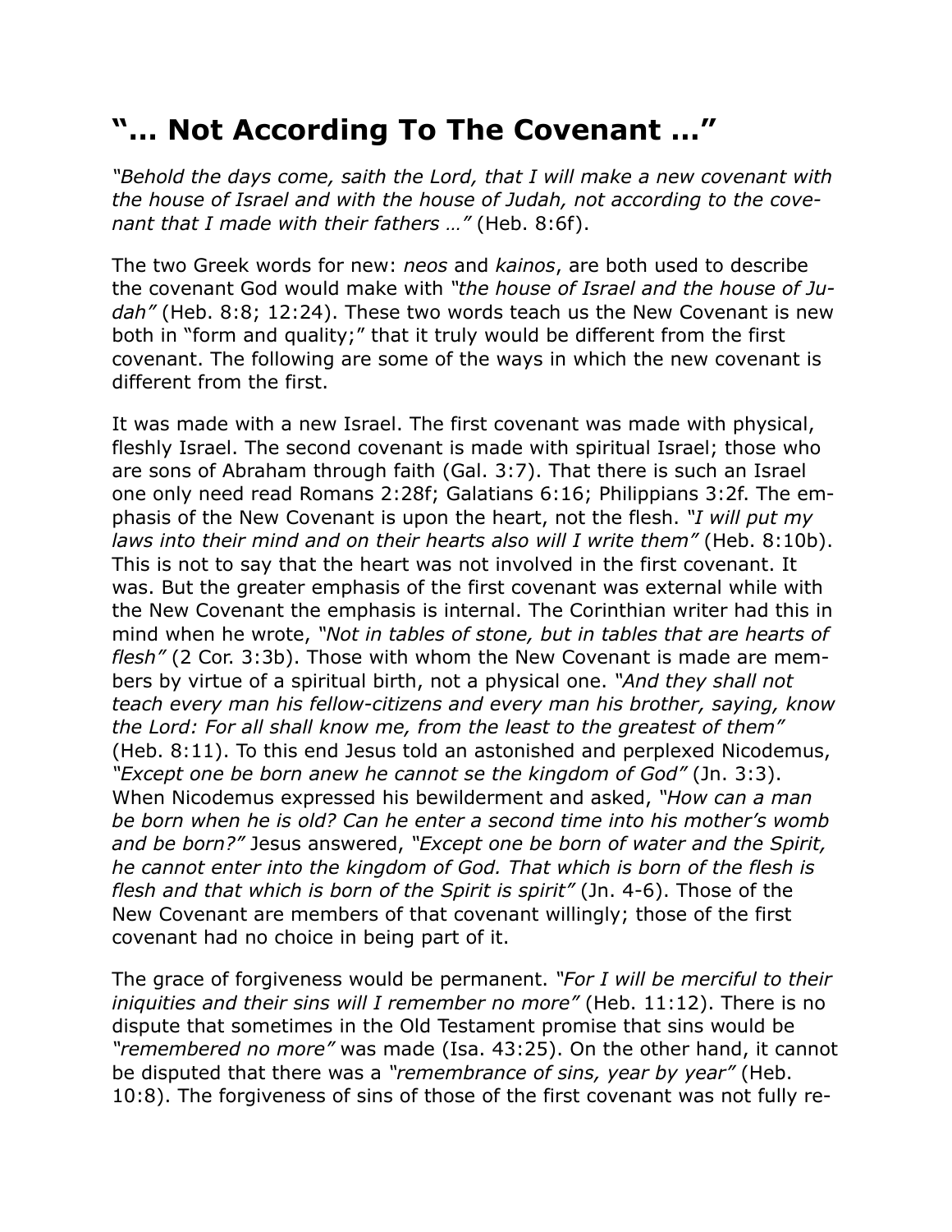# "… Not According To The Covenant …"

*"Behold the days come, saith the Lord, that I will make a new covenant with the house of Israel and with the house of Judah, not according to the covenant that I made with their fathers …"* (Heb. 8:6f).

The two Greek words for new: *neos* and *kainos*, are both used to describe the covenant God would make with *"the house of Israel and the house of Judah"* (Heb. 8:8; 12:24). These two words teach us the New Covenant is new both in "form and quality;" that it truly would be different from the first covenant. The following are some of the ways in which the new covenant is different from the first.

It was made with a new Israel. The first covenant was made with physical, fleshly Israel. The second covenant is made with spiritual Israel; those who are sons of Abraham through faith (Gal. 3:7). That there is such an Israel one only need read Romans 2:28f; Galatians 6:16; Philippians 3:2f. The emphasis of the New Covenant is upon the heart, not the flesh. *"I will put my laws into their mind and on their hearts also will I write them"* (Heb. 8:10b). This is not to say that the heart was not involved in the first covenant. It was. But the greater emphasis of the first covenant was external while with the New Covenant the emphasis is internal. The Corinthian writer had this in mind when he wrote, *"Not in tables of stone, but in tables that are hearts of flesh"* (2 Cor. 3:3b). Those with whom the New Covenant is made are members by virtue of a spiritual birth, not a physical one. *"And they shall not teach every man his fellow-citizens and every man his brother, saying, know the Lord: For all shall know me, from the least to the greatest of them"* (Heb. 8:11). To this end Jesus told an astonished and perplexed Nicodemus, *"Except one be born anew he cannot se the kingdom of God"* (Jn. 3:3). When Nicodemus expressed his bewilderment and asked, *"How can a man be born when he is old? Can he enter a second time into his mother's womb and be born?"* Jesus answered, *"Except one be born of water and the Spirit, he cannot enter into the kingdom of God. That which is born of the flesh is flesh and that which is born of the Spirit is spirit"* (Jn. 4-6). Those of the New Covenant are members of that covenant willingly; those of the first covenant had no choice in being part of it.

The grace of forgiveness would be permanent. *"For I will be merciful to their iniquities and their sins will I remember no more"* (Heb. 11:12). There is no dispute that sometimes in the Old Testament promise that sins would be *"remembered no more"* was made (Isa. 43:25). On the other hand, it cannot be disputed that there was a *"remembrance of sins, year by year"* (Heb. 10:8). The forgiveness of sins of those of the first covenant was not fully re-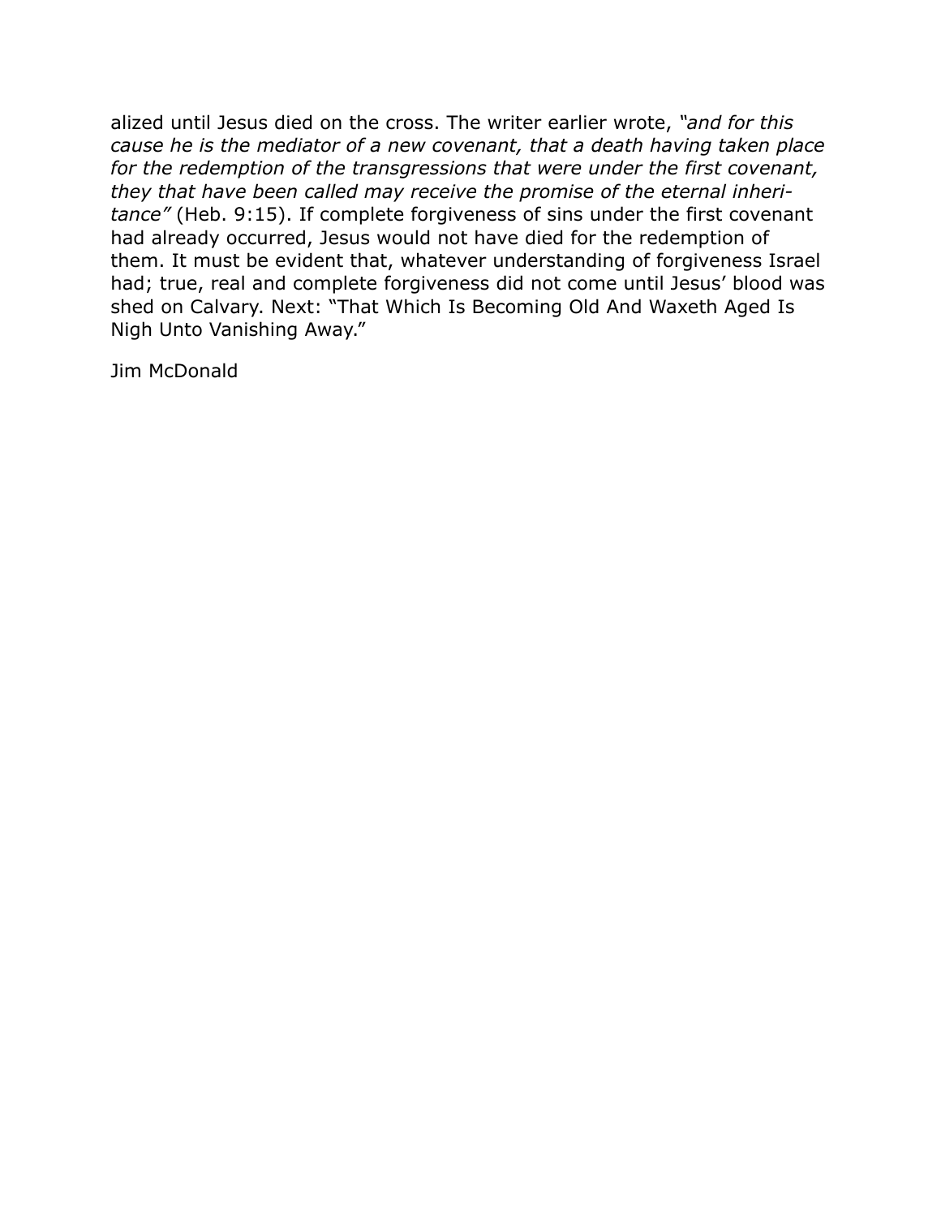alized until Jesus died on the cross. The writer earlier wrote, *"and for this cause he is the mediator of a new covenant, that a death having taken place for the redemption of the transgressions that were under the first covenant, they that have been called may receive the promise of the eternal inheritance"* (Heb. 9:15). If complete forgiveness of sins under the first covenant had already occurred, Jesus would not have died for the redemption of them. It must be evident that, whatever understanding of forgiveness Israel had; true, real and complete forgiveness did not come until Jesus' blood was shed on Calvary. Next: "That Which Is Becoming Old And Waxeth Aged Is Nigh Unto Vanishing Away."

Jim McDonald